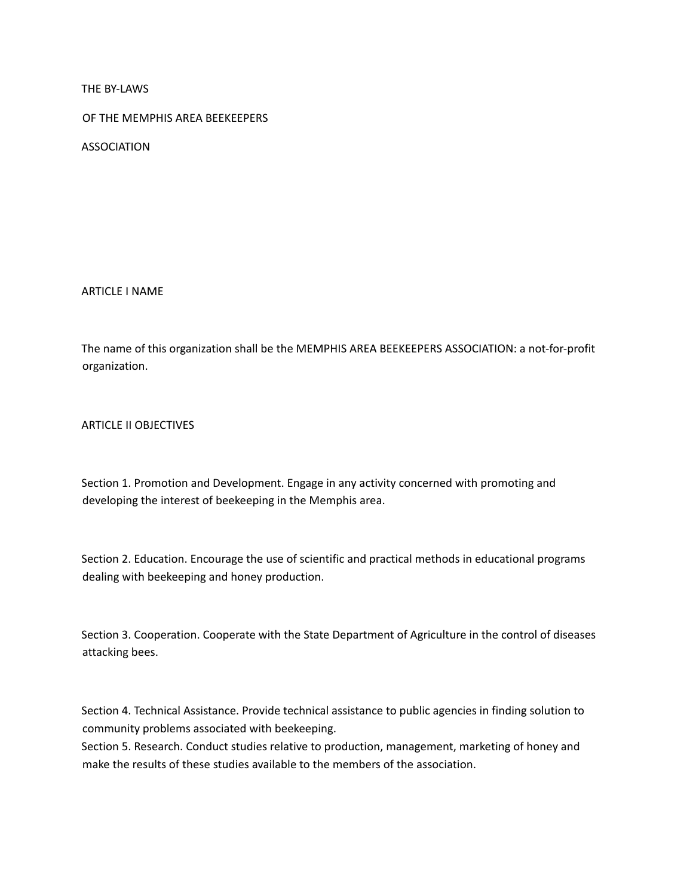# THE BY-LAWS

# OF THE MEMPHIS AREA BEEKEEPERS

# ASSOCIATION

## ARTICLE I NAME

The name of this organization shall be the MEMPHIS AREA BEEKEEPERS ASSOCIATION: a not-for-profit organization.

## ARTICLE II OBJECTIVES

Section 1. Promotion and Development. Engage in any activity concerned with promoting and developing the interest of beekeeping in the Memphis area.

Section 2. Education. Encourage the use of scientific and practical methods in educational programs dealing with beekeeping and honey production.

Section 3. Cooperation. Cooperate with the State Department of Agriculture in the control of diseases attacking bees.

Section 4. Technical Assistance. Provide technical assistance to public agencies in finding solution to community problems associated with beekeeping.

Section 5. Research. Conduct studies relative to production, management, marketing of honey and make the results of these studies available to the members of the association.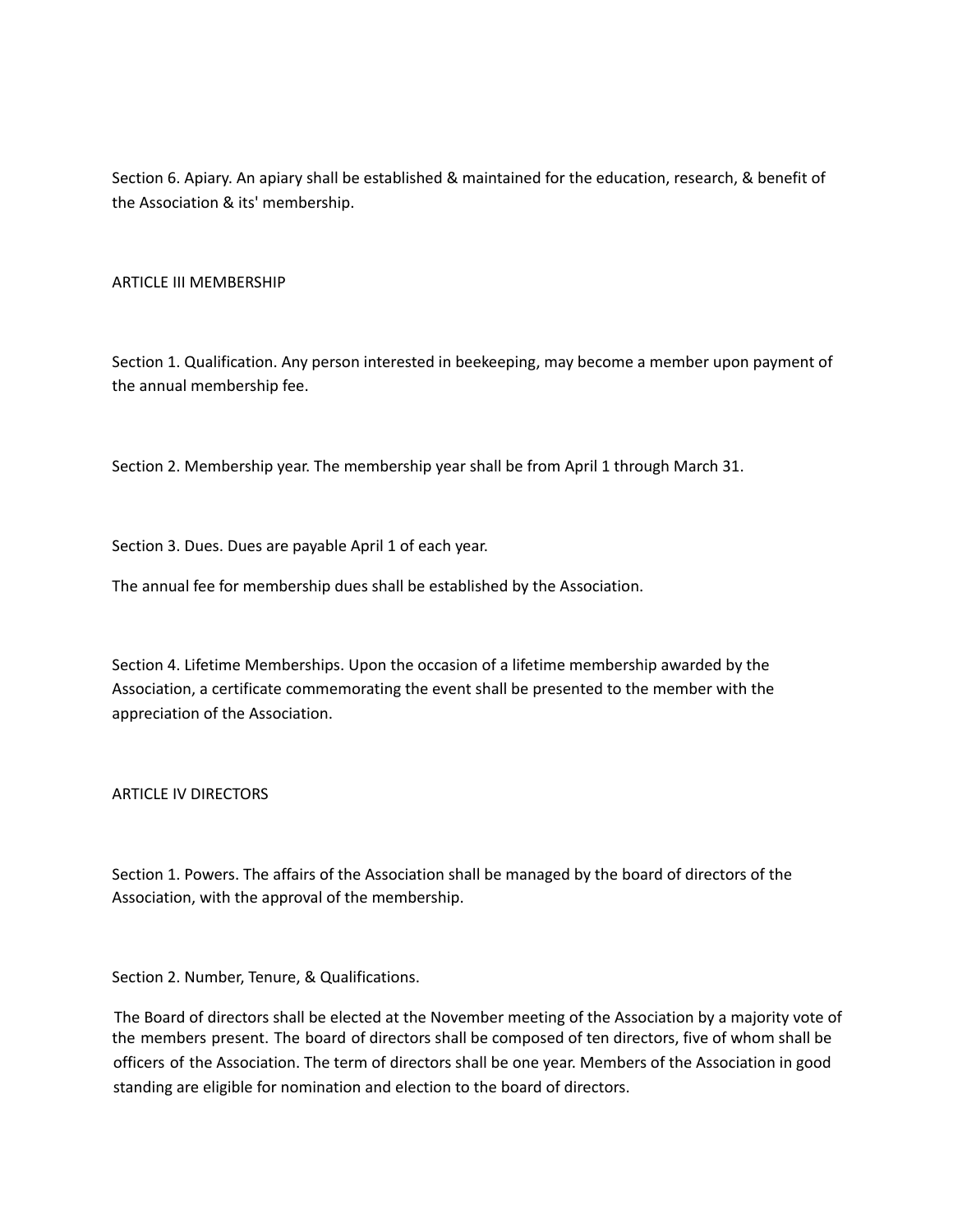Section 6. Apiary. An apiary shall be established & maintained for the education, research, & benefit of the Association & its' membership.

## ARTICLE III MEMBERSHIP

Section 1. Qualification. Any person interested in beekeeping, may become a member upon payment of the annual membership fee.

Section 2. Membership year. The membership year shall be from April 1 through March 31.

Section 3. Dues. Dues are payable April 1 of each year.

The annual fee for membership dues shall be established by the Association.

Section 4. Lifetime Memberships. Upon the occasion of a lifetime membership awarded by the Association, a certificate commemorating the event shall be presented to the member with the appreciation of the Association.

## ARTICLE IV DIRECTORS

Section 1. Powers. The affairs of the Association shall be managed by the board of directors of the Association, with the approval of the membership.

Section 2. Number, Tenure, & Qualifications.

The Board of directors shall be elected at the November meeting of the Association by a majority vote of the members present. The board of directors shall be composed of ten directors, five of whom shall be officers of the Association. The term of directors shall be one year. Members of the Association in good standing are eligible for nomination and election to the board of directors.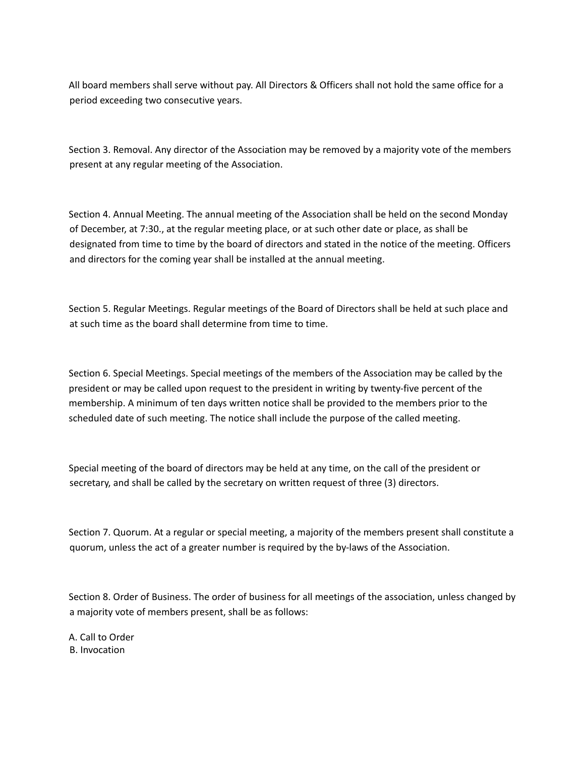All board members shall serve without pay. All Directors & Officers shall not hold the same office for a period exceeding two consecutive years.

Section 3. Removal. Any director of the Association may be removed by a majority vote of the members present at any regular meeting of the Association.

Section 4. Annual Meeting. The annual meeting of the Association shall be held on the second Monday of December, at 7:30., at the regular meeting place, or at such other date or place, as shall be designated from time to time by the board of directors and stated in the notice of the meeting. Officers and directors for the coming year shall be installed at the annual meeting.

Section 5. Regular Meetings. Regular meetings of the Board of Directors shall be held at such place and at such time as the board shall determine from time to time.

Section 6. Special Meetings. Special meetings of the members of the Association may be called by the president or may be called upon request to the president in writing by twenty-five percent of the membership. A minimum of ten days written notice shall be provided to the members prior to the scheduled date of such meeting. The notice shall include the purpose of the called meeting.

Special meeting of the board of directors may be held at any time, on the call of the president or secretary, and shall be called by the secretary on written request of three (3) directors.

Section 7. Quorum. At a regular or special meeting, a majority of the members present shall constitute a quorum, unless the act of a greater number is required by the by-laws of the Association.

Section 8. Order of Business. The order of business for all meetings of the association, unless changed by a majority vote of members present, shall be as follows:

A. Call to Order
B. Invocation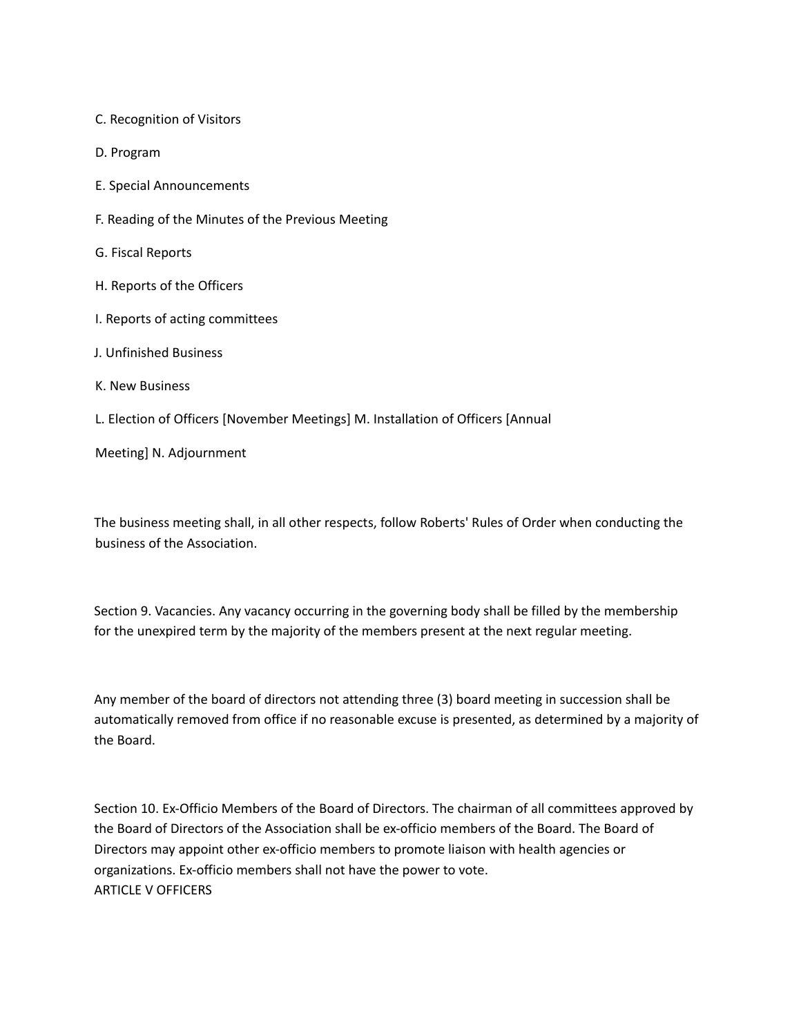C. Recognition of Visitors

D. Program

E. Special Announcements

F. Reading of the Minutes of the Previous Meeting

G. Fiscal Reports

H. Reports of the Officers

I. Reports of acting committees

J. Unfinished Business

K. New Business

L. Election of Officers [November Meetings] M. Installation of Officers [Annual Meeting] N. Adjournment

The business meeting shall, in all other respects, follow Roberts' Rules of Order when conducting the business of the Association.

Section 9. Vacancies. Any vacancy occurring in the governing body shall be filled by the membership for the unexpired term by the majority of the members present at the next regular meeting.

Any member of the board of directors not attending three (3) board meeting in succession shall be automatically removed from office if no reasonable excuse is presented, as determined by a majority of the Board.

Section 10. Ex-Officio Members of the Board of Directors. The chairman of all committees approved by the Board of Directors of the Association shall be ex-officio members of the Board. The Board of Directors may appoint other ex-officio members to promote liaison with health agencies or organizations. Ex-officio members shall not have the power to vote.

## ARTICLE V OFFICERS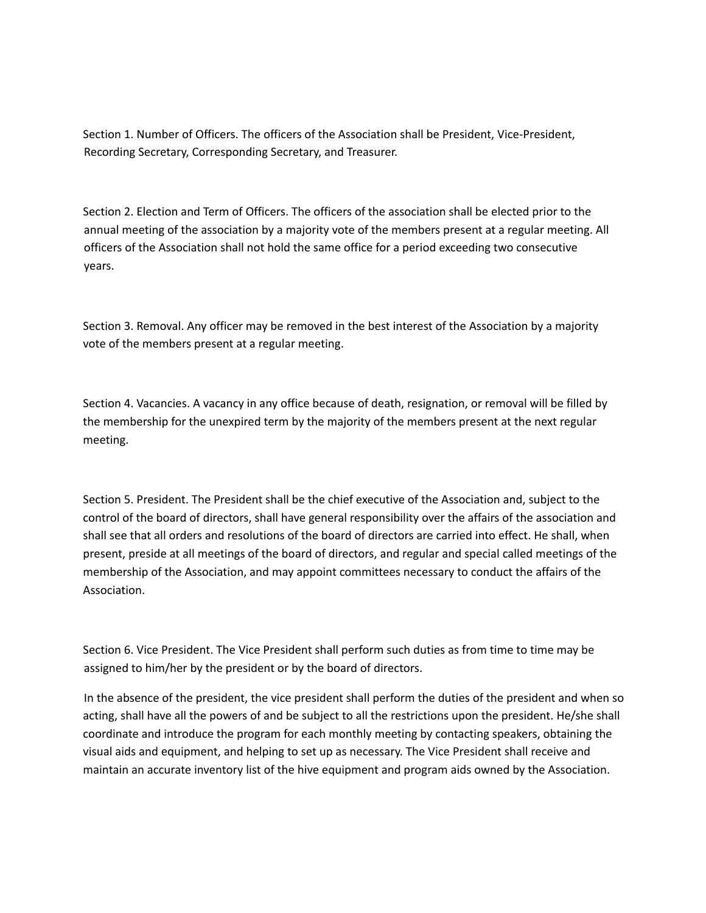Section 1. Number of Officers. The officers of the Association shall be President, Vice-President, Recording Secretary, Corresponding Secretary, and Treasurer.

Section 2. Election and Term of Officers. The officers of the association shall be elected prior to the annual meeting of the association by a majority vote of the members present at a regular meeting. All officers of the Association shall not hold the same office for a period exceeding two consecutive years.

Section 3. Removal. Any officer may be removed in the best interest of the Association by a majority vote of the members present at a regular meeting.

Section 4. Vacancies. A vacancy in any office because of death, resignation, or removal will be filled by the membership for the unexpired term by the majority of the members present at the next regular meeting.

Section 5. President. The President shall be the chief executive of the Association and, subject to the control of the board of directors, shall have general responsibility over the affairs of the association and shall see that all orders and resolutions of the board of directors are carried into effect. He shall, when present, preside at all meetings of the board of directors, and regular and special called meetings of the membership of the Association, and may appoint committees necessary to conduct the affairs of the Association.

Section 6. Vice President. The Vice President shall perform such duties as from time to time may be assigned to him/her by the president or by the board of directors.

In the absence of the president, the vice president shall perform the duties of the president and when so acting, shall have all the powers of and be subject to all the restrictions upon the president. He/she shall coordinate and introduce the program for each monthly meeting by contacting speakers, obtaining the visual aids and equipment, and helping to set up as necessary. The Vice President shall receive and maintain an accurate inventory list of the hive equipment and program aids owned by the Association.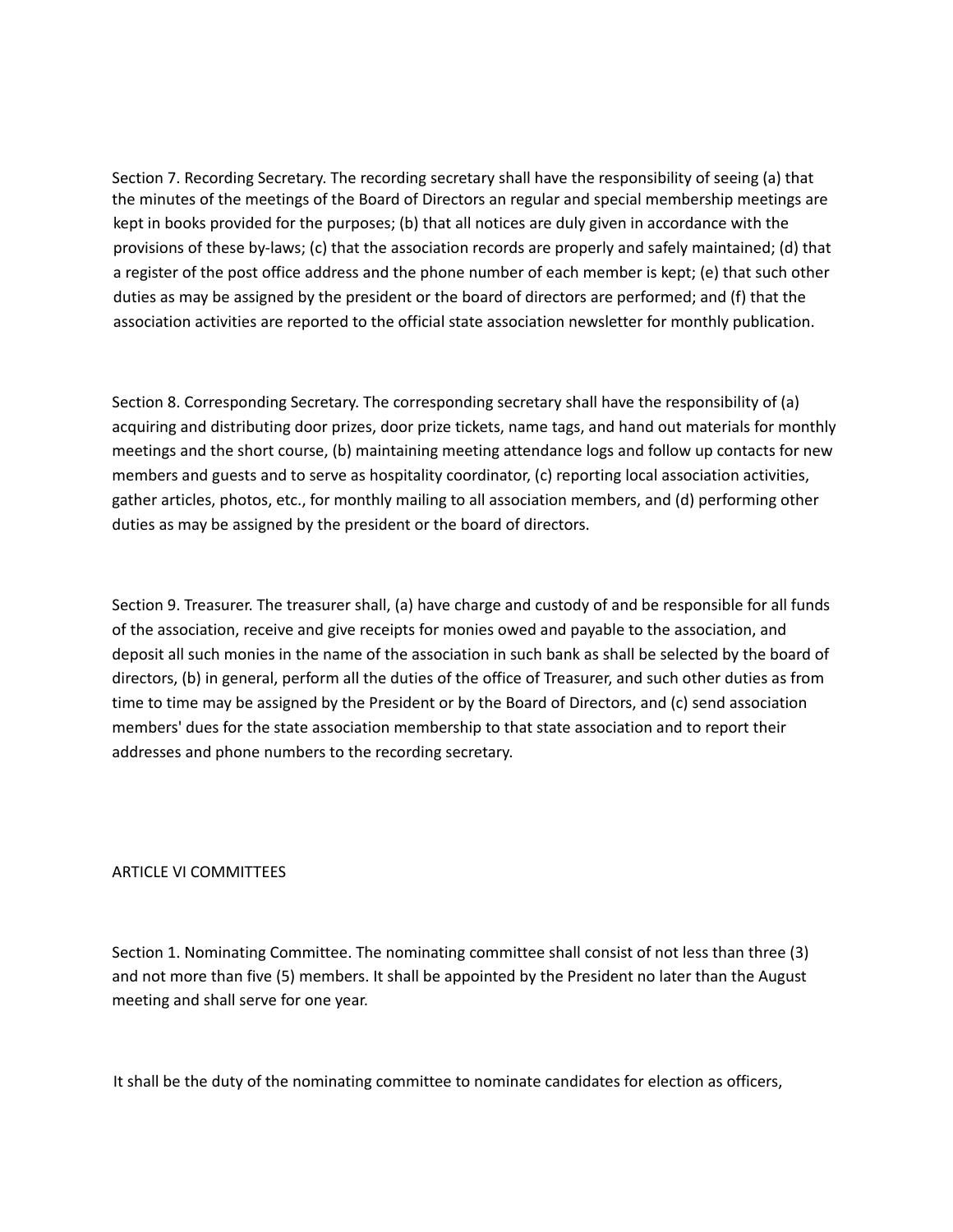Section 7. Recording Secretary. The recording secretary shall have the responsibility of seeing (a) that the minutes of the meetings of the Board of Directors an regular and special membership meetings are kept in books provided for the purposes; (b) that all notices are duly given in accordance with the provisions of these by-laws; (c) that the association records are properly and safely maintained; (d) that a register of the post office address and the phone number of each member is kept; (e) that such other duties as may be assigned by the president or the board of directors are performed; and (f) that the association activities are reported to the official state association newsletter for monthly publication.

Section 8. Corresponding Secretary. The corresponding secretary shall have the responsibility of (a) acquiring and distributing door prizes, door prize tickets, name tags, and hand out materials for monthly meetings and the short course, (b) maintaining meeting attendance logs and follow up contacts for new members and guests and to serve as hospitality coordinator, (c) reporting local association activities, gather articles, photos, etc., for monthly mailing to all association members, and (d) performing other duties as may be assigned by the president or the board of directors.

Section 9. Treasurer. The treasurer shall, (a) have charge and custody of and be responsible for all funds of the association, receive and give receipts for monies owed and payable to the association, and deposit all such monies in the name of the association in such bank as shall be selected by the board of directors, (b) in general, perform all the duties of the office of Treasurer, and such other duties as from time to time may be assigned by the President or by the Board of Directors, and (c) send association members' dues for the state association membership to that state association and to report their addresses and phone numbers to the recording secretary.

## ARTICLE VI COMMITTEES

Section 1. Nominating Committee. The nominating committee shall consist of not less than three (3) and not more than five (5) members. It shall be appointed by the President no later than the August meeting and shall serve for one year.

It shall be the duty of the nominating committee to nominate candidates for election as officers,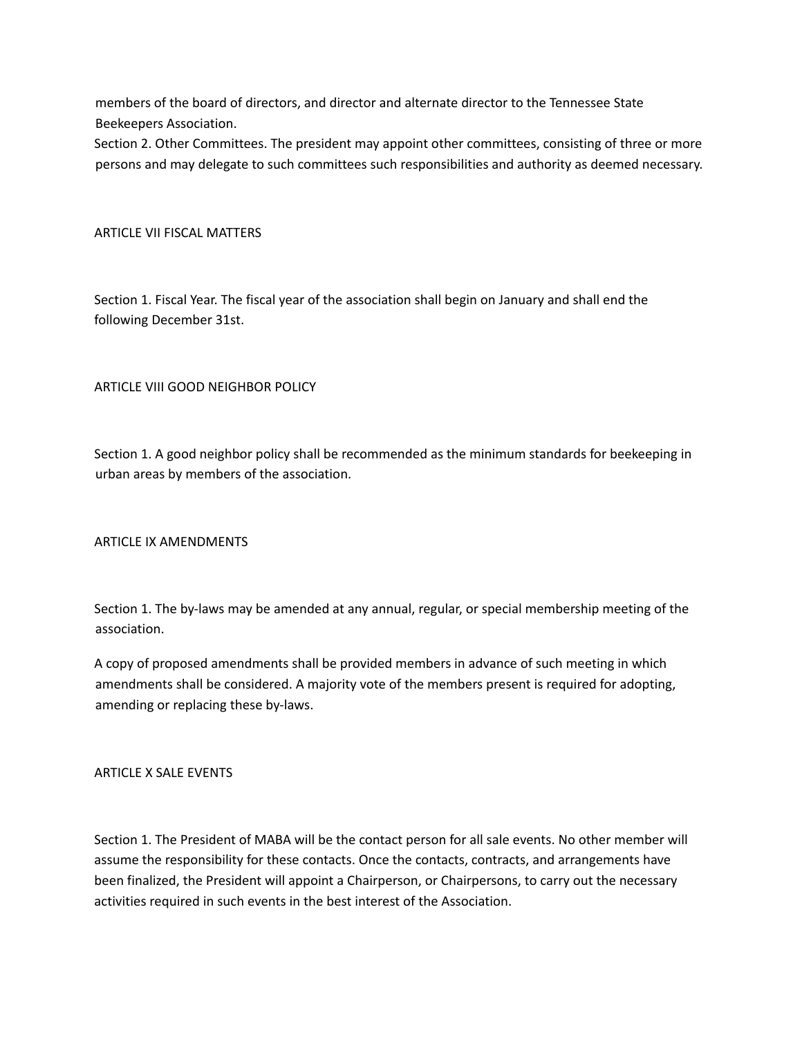members of the board of directors, and director and alternate director to the Tennessee State Beekeepers Association.

Section 2. Other Committees. The president may appoint other committees, consisting of three or more persons and may delegate to such committees such responsibilities and authority as deemed necessary.

## ARTICLE VII FISCAL MATTERS

Section 1. Fiscal Year. The fiscal year of the association shall begin on January and shall end the following December 31st.

## ARTICLE VIII GOOD NEIGHBOR POLICY

Section 1. A good neighbor policy shall be recommended as the minimum standards for beekeeping in urban areas by members of the association.

## ARTICLE IX AMENDMENTS

Section 1. The by-laws may be amended at any annual, regular, or special membership meeting of the association.

A copy of proposed amendments shall be provided members in advance of such meeting in which amendments shall be considered. A majority vote of the members present is required for adopting, amending or replacing these by-laws.

## ARTICLE X SALE EVENTS

Section 1. The President of MABA will be the contact person for all sale events. No other member will assume the responsibility for these contacts. Once the contacts, contracts, and arrangements have been finalized, the President will appoint a Chairperson, or Chairpersons, to carry out the necessary activities required in such events in the best interest of the Association.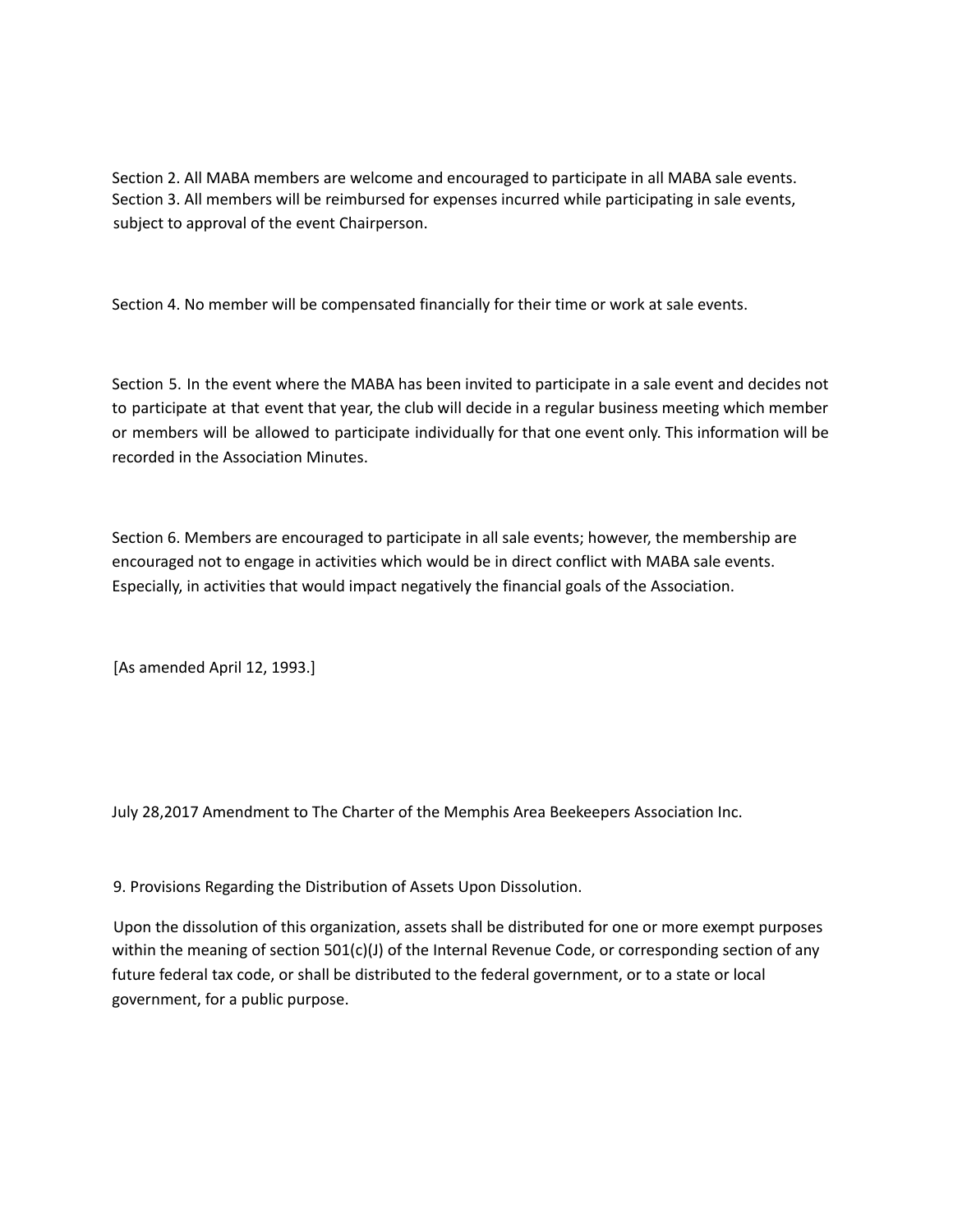Section 2. All MABA members are welcome and encouraged to participate in all MABA sale events.
Section 3. All members will be reimbursed for expenses incurred while participating in sale events, subject to approval of the event Chairperson.

Section 4. No member will be compensated financially for their time or work at sale events.

Section 5. In the event where the MABA has been invited to participate in a sale event and decides not to participate at that event that year, the club will decide in a regular business meeting which member or members will be allowed to participate individually for that one event only. This information will be recorded in the Association Minutes.

Section 6. Members are encouraged to participate in all sale events; however, the membership are encouraged not to engage in activities which would be in direct conflict with MABA sale events. Especially, in activities that would impact negatively the financial goals of the Association.

[As amended April 12, 1993.]

July 28,2017 Amendment to The Charter of the Memphis Area Beekeepers Association Inc.

9. Provisions Regarding the Distribution of Assets Upon Dissolution.

Upon the dissolution of this organization, assets shall be distributed for one or more exempt purposes within the meaning of section 501(c)(J) of the Internal Revenue Code, or corresponding section of any future federal tax code, or shall be distributed to the federal government, or to a state or local government, for a public purpose.